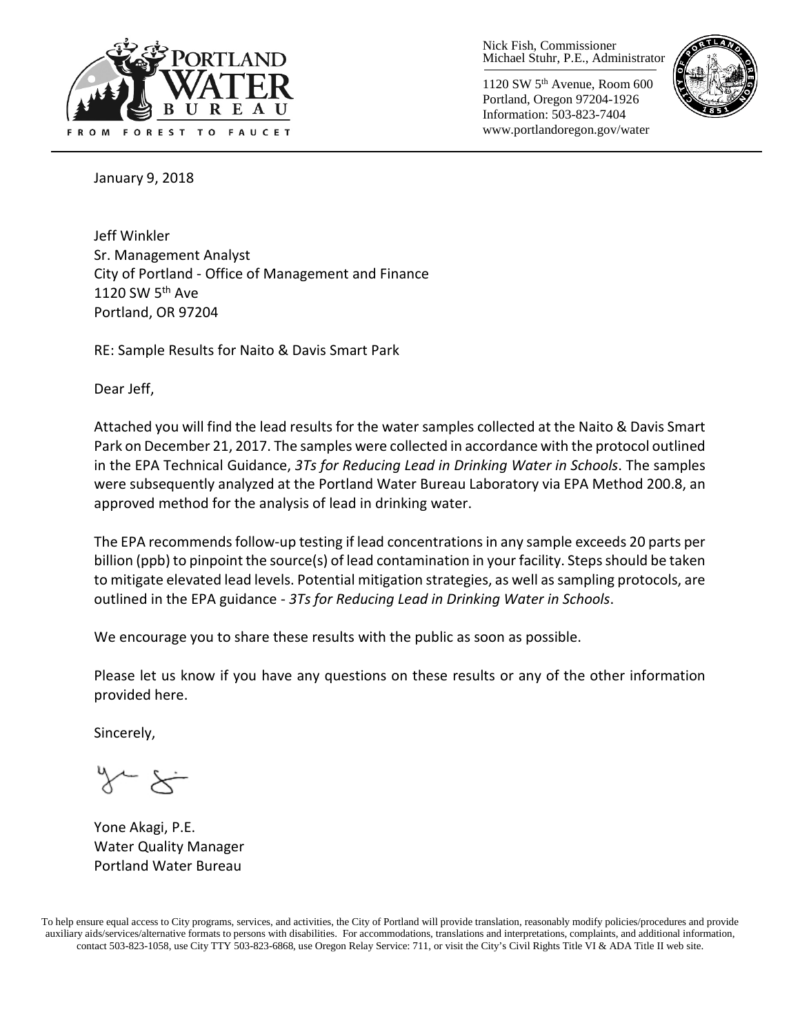Nick Fish, Commissioner
Michael Stuhr, P.E., Administrator

1120 SW 5th Avenue, Room 600
Portland, Oregon 97204-1926
Information: 503-823-7404
www.portlandoregon.gov/water

PORTLAND WATER BUREAU
FROM FOREST TO FAUCET

January 9, 2018

Jeff Winkler
Sr. Management Analyst
City of Portland - Office of Management and Finance
1120 SW 5th Ave
Portland, OR 97204

RE: Sample Results for Naito & Davis Smart Park

Dear Jeff,

Attached you will find the lead results for the water samples collected at the Naito & Davis Smart Park on December 21, 2017. The samples were collected in accordance with the protocol outlined in the EPA Technical Guidance, *3Ts for Reducing Lead in Drinking Water in Schools*. The samples were subsequently analyzed at the Portland Water Bureau Laboratory via EPA Method 200.8, an approved method for the analysis of lead in drinking water.

The EPA recommends follow-up testing if lead concentrations in any sample exceeds 20 parts per billion (ppb) to pinpoint the source(s) of lead contamination in your facility. Steps should be taken to mitigate elevated lead levels. Potential mitigation strategies, as well as sampling protocols, are outlined in the EPA guidance - *3Ts for Reducing Lead in Drinking Water in Schools*.

We encourage you to share these results with the public as soon as possible.

Please let us know if you have any questions on these results or any of the other information provided here.

Sincerely,

Yone Akagi, P.E.
Water Quality Manager
Portland Water Bureau

To help ensure equal access to City programs, services, and activities, the City of Portland will provide translation, reasonably modify policies/procedures and provide auxiliary aids/services/alternative formats to persons with disabilities. For accommodations, translations and interpretations, complaints, and additional information, contact 503-823-1058, use City TTY 503-823-6868, use Oregon Relay Service: 711, or visit the City's Civil Rights Title VI & ADA Title II web site.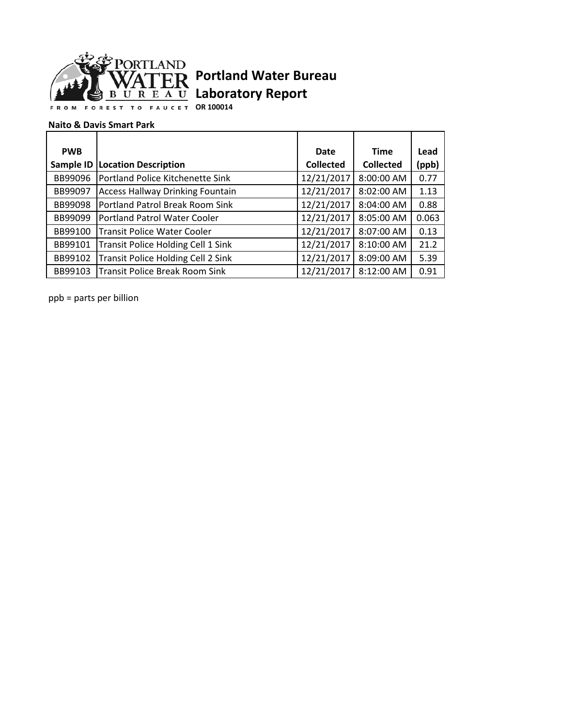# Portland Water Bureau
# Laboratory Report

**OR 100014**

**Naito & Davis Smart Park**

| PWB Sample ID | Location Description | Date Collected | Time Collected | Lead (ppb) |
|---|---|---|---|---|
| BB99096 | Portland Police Kitchenette Sink | 12/21/2017 | 8:00:00 AM | 0.77 |
| BB99097 | Access Hallway Drinking Fountain | 12/21/2017 | 8:02:00 AM | 1.13 |
| BB99098 | Portland Patrol Break Room Sink | 12/21/2017 | 8:04:00 AM | 0.88 |
| BB99099 | Portland Patrol Water Cooler | 12/21/2017 | 8:05:00 AM | 0.063 |
| BB99100 | Transit Police Water Cooler | 12/21/2017 | 8:07:00 AM | 0.13 |
| BB99101 | Transit Police Holding Cell 1 Sink | 12/21/2017 | 8:10:00 AM | 21.2 |
| BB99102 | Transit Police Holding Cell 2 Sink | 12/21/2017 | 8:09:00 AM | 5.39 |
| BB99103 | Transit Police Break Room Sink | 12/21/2017 | 8:12:00 AM | 0.91 |

ppb = parts per billion